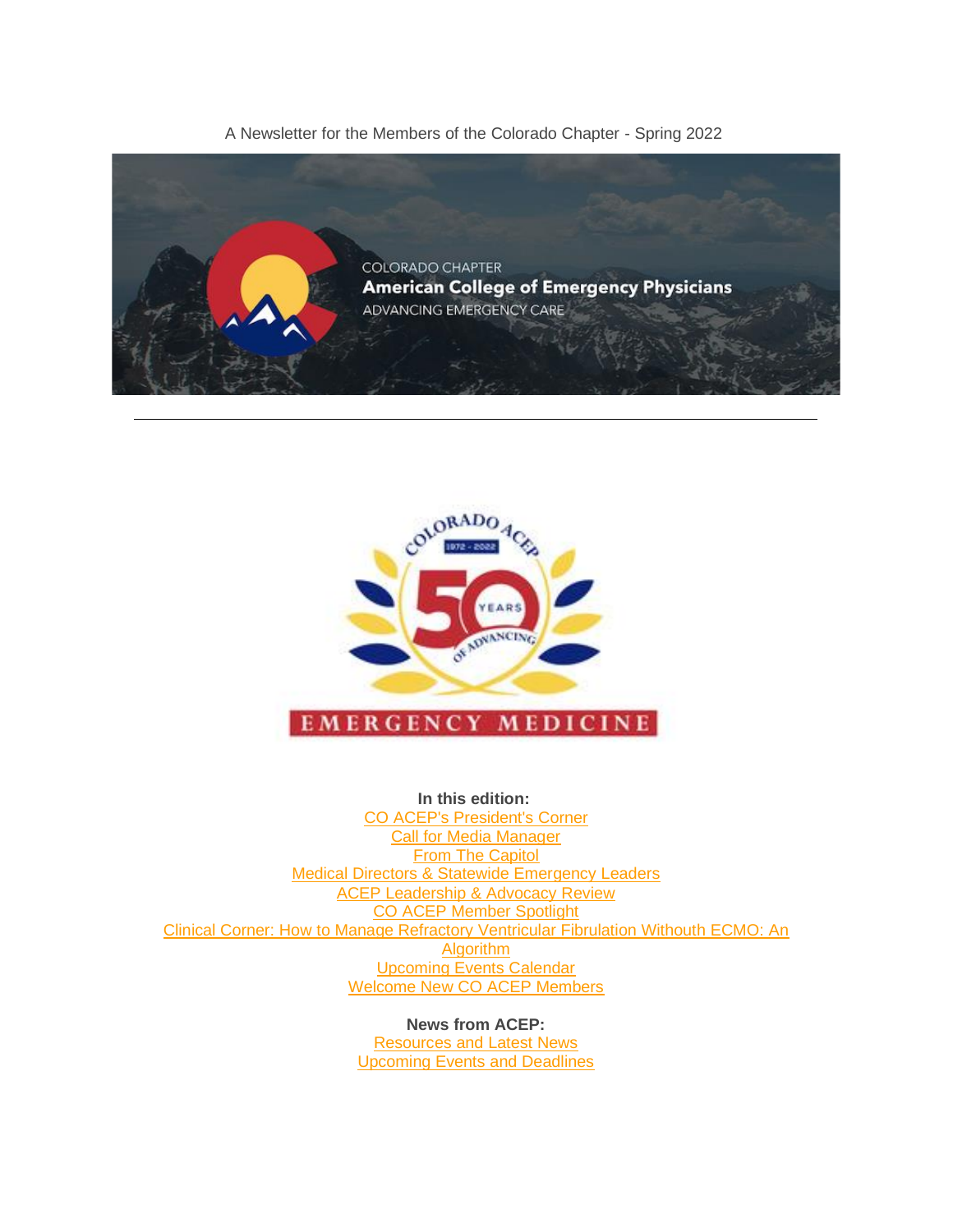A Newsletter for the Members of the Colorado Chapter - Spring 2022

COLORADO CHAPTER
**American College of Emergency Physicians**
ADVANCING EMERGENCY CARE

---

**In this edition:**
CO ACEP's President's Corner
Call for Media Manager
From The Capitol
Medical Directors & Statewide Emergency Leaders
ACEP Leadership & Advocacy Review
CO ACEP Member Spotlight
Clinical Corner: How to Manage Refractory Ventricular Fibrulation Withouth ECMO: An Algorithm
Upcoming Events Calendar
Welcome New CO ACEP Members

**News from ACEP:**
Resources and Latest News
Upcoming Events and Deadlines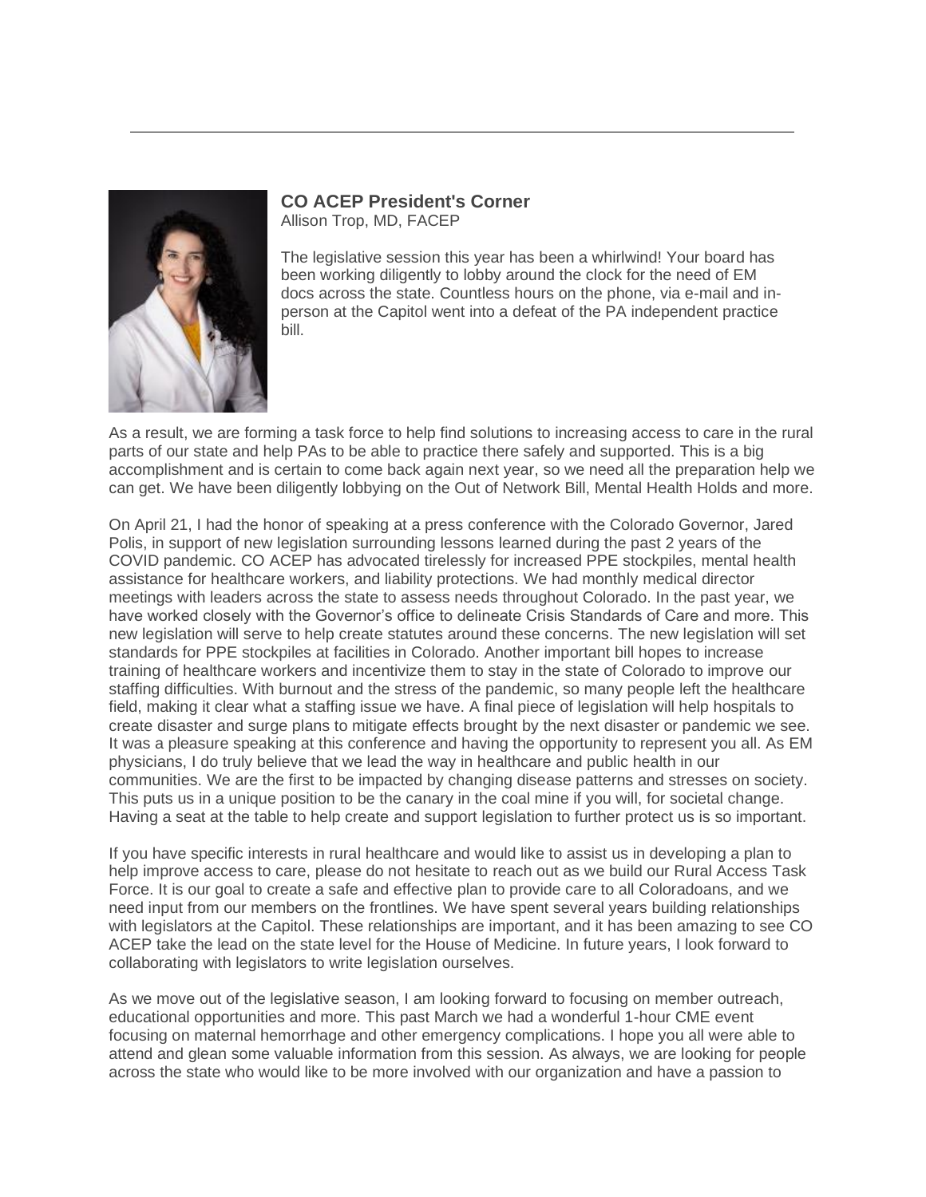## CO ACEP President's Corner

Allison Trop, MD, FACEP

The legislative session this year has been a whirlwind! Your board has been working diligently to lobby around the clock for the need of EM docs across the state. Countless hours on the phone, via e-mail and in-person at the Capitol went into a defeat of the PA independent practice bill.

As a result, we are forming a task force to help find solutions to increasing access to care in the rural parts of our state and help PAs to be able to practice there safely and supported. This is a big accomplishment and is certain to come back again next year, so we need all the preparation help we can get. We have been diligently lobbying on the Out of Network Bill, Mental Health Holds and more.

On April 21, I had the honor of speaking at a press conference with the Colorado Governor, Jared Polis, in support of new legislation surrounding lessons learned during the past 2 years of the COVID pandemic. CO ACEP has advocated tirelessly for increased PPE stockpiles, mental health assistance for healthcare workers, and liability protections. We had monthly medical director meetings with leaders across the state to assess needs throughout Colorado. In the past year, we have worked closely with the Governor's office to delineate Crisis Standards of Care and more. This new legislation will serve to help create statutes around these concerns. The new legislation will set standards for PPE stockpiles at facilities in Colorado. Another important bill hopes to increase training of healthcare workers and incentivize them to stay in the state of Colorado to improve our staffing difficulties. With burnout and the stress of the pandemic, so many people left the healthcare field, making it clear what a staffing issue we have. A final piece of legislation will help hospitals to create disaster and surge plans to mitigate effects brought by the next disaster or pandemic we see. It was a pleasure speaking at this conference and having the opportunity to represent you all. As EM physicians, I do truly believe that we lead the way in healthcare and public health in our communities. We are the first to be impacted by changing disease patterns and stresses on society. This puts us in a unique position to be the canary in the coal mine if you will, for societal change. Having a seat at the table to help create and support legislation to further protect us is so important.

If you have specific interests in rural healthcare and would like to assist us in developing a plan to help improve access to care, please do not hesitate to reach out as we build our Rural Access Task Force. It is our goal to create a safe and effective plan to provide care to all Coloradoans, and we need input from our members on the frontlines. We have spent several years building relationships with legislators at the Capitol. These relationships are important, and it has been amazing to see CO ACEP take the lead on the state level for the House of Medicine. In future years, I look forward to collaborating with legislators to write legislation ourselves.

As we move out of the legislative season, I am looking forward to focusing on member outreach, educational opportunities and more. This past March we had a wonderful 1-hour CME event focusing on maternal hemorrhage and other emergency complications. I hope you all were able to attend and glean some valuable information from this session. As always, we are looking for people across the state who would like to be more involved with our organization and have a passion to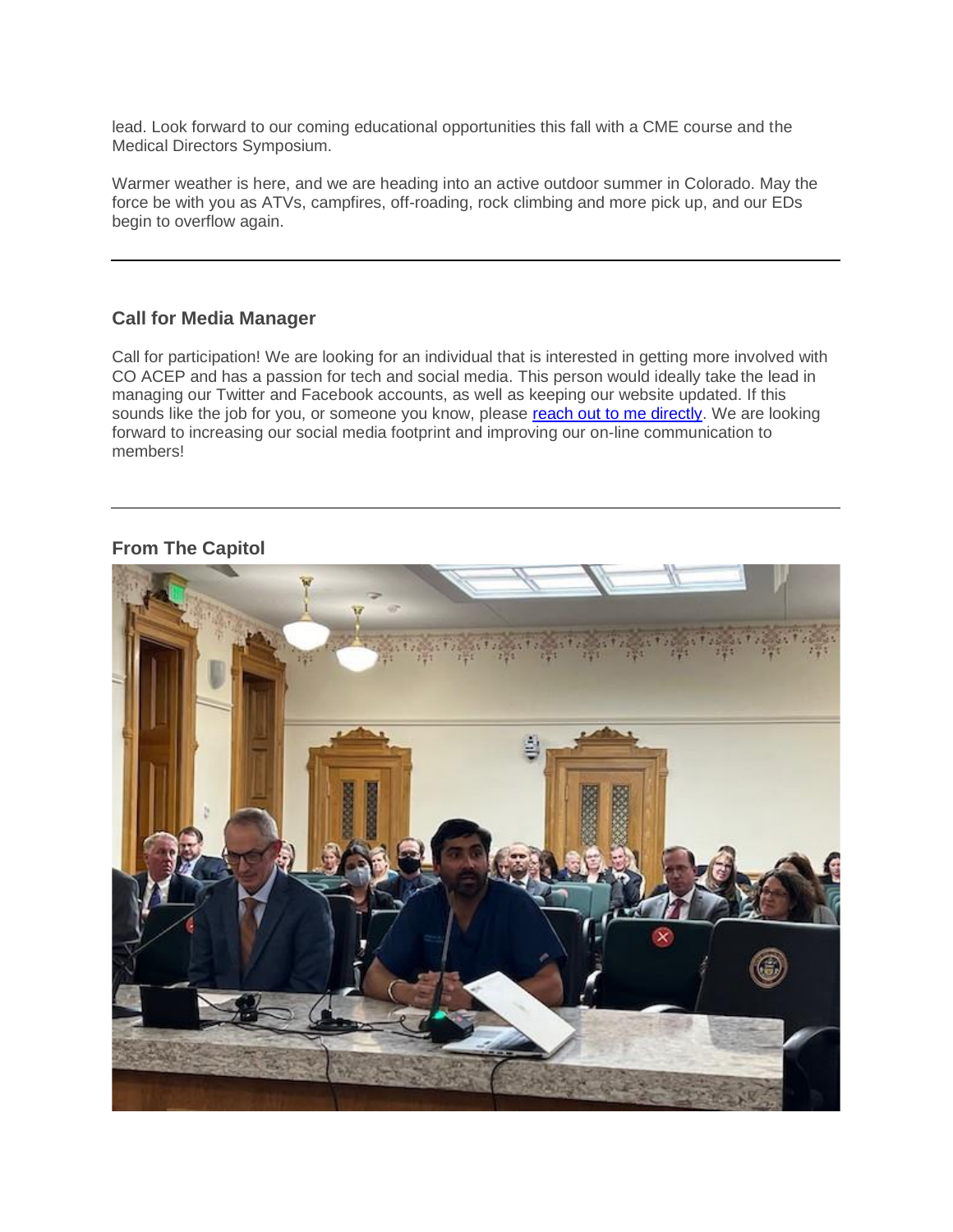lead. Look forward to our coming educational opportunities this fall with a CME course and the Medical Directors Symposium.

Warmer weather is here, and we are heading into an active outdoor summer in Colorado. May the force be with you as ATVs, campfires, off-roading, rock climbing and more pick up, and our EDs begin to overflow again.

---

### Call for Media Manager

Call for participation! We are looking for an individual that is interested in getting more involved with CO ACEP and has a passion for tech and social media. This person would ideally take the lead in managing our Twitter and Facebook accounts, as well as keeping our website updated. If this sounds like the job for you, or someone you know, please reach out to me directly. We are looking forward to increasing our social media footprint and improving our on-line communication to members!

---

### From The Capitol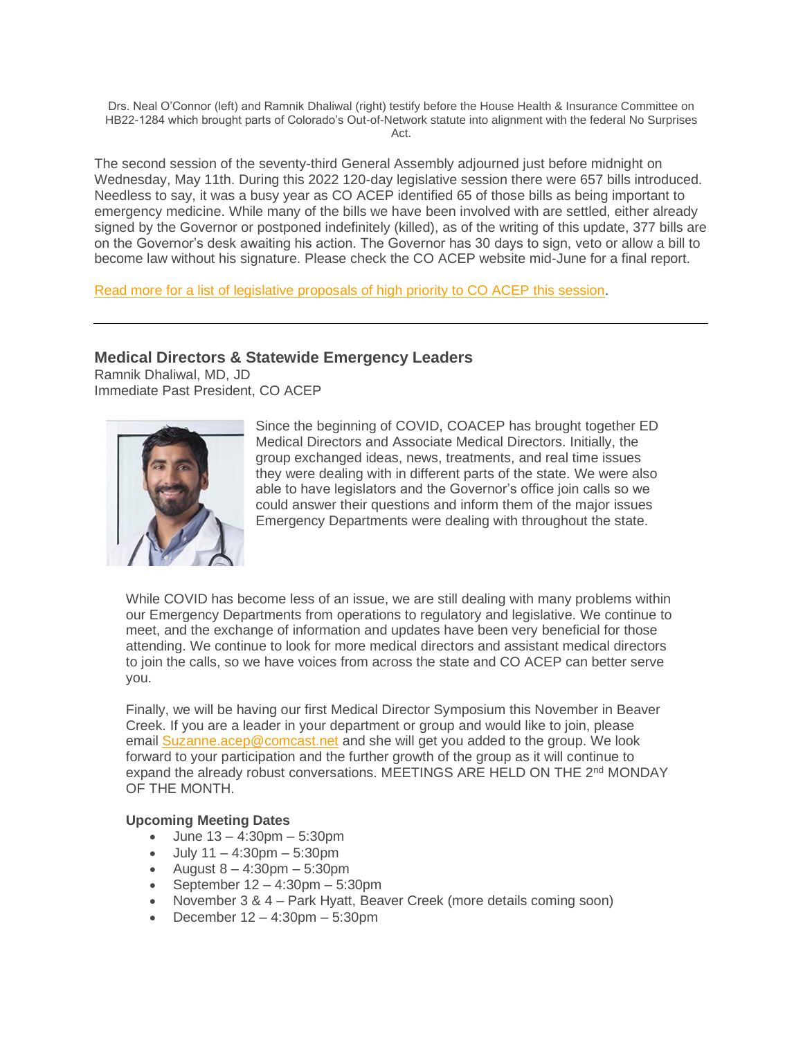Drs. Neal O'Connor (left) and Ramnik Dhaliwal (right) testify before the House Health & Insurance Committee on HB22-1284 which brought parts of Colorado's Out-of-Network statute into alignment with the federal No Surprises Act.

The second session of the seventy-third General Assembly adjourned just before midnight on Wednesday, May 11th. During this 2022 120-day legislative session there were 657 bills introduced. Needless to say, it was a busy year as CO ACEP identified 65 of those bills as being important to emergency medicine. While many of the bills we have been involved with are settled, either already signed by the Governor or postponed indefinitely (killed), as of the writing of this update, 377 bills are on the Governor's desk awaiting his action. The Governor has 30 days to sign, veto or allow a bill to become law without his signature. Please check the CO ACEP website mid-June for a final report.

Read more for a list of legislative proposals of high priority to CO ACEP this session.

---

## Medical Directors & Statewide Emergency Leaders

Ramnik Dhaliwal, MD, JD
Immediate Past President, CO ACEP

Since the beginning of COVID, COACEP has brought together ED Medical Directors and Associate Medical Directors. Initially, the group exchanged ideas, news, treatments, and real time issues they were dealing with in different parts of the state. We were also able to have legislators and the Governor's office join calls so we could answer their questions and inform them of the major issues Emergency Departments were dealing with throughout the state.

While COVID has become less of an issue, we are still dealing with many problems within our Emergency Departments from operations to regulatory and legislative. We continue to meet, and the exchange of information and updates have been very beneficial for those attending. We continue to look for more medical directors and assistant medical directors to join the calls, so we have voices from across the state and CO ACEP can better serve you.

Finally, we will be having our first Medical Director Symposium this November in Beaver Creek. If you are a leader in your department or group and would like to join, please email Suzanne.acep@comcast.net and she will get you added to the group. We look forward to your participation and the further growth of the group as it will continue to expand the already robust conversations. MEETINGS ARE HELD ON THE 2nd MONDAY OF THE MONTH.

**Upcoming Meeting Dates**

- June 13 – 4:30pm – 5:30pm
- July 11 – 4:30pm – 5:30pm
- August 8 – 4:30pm – 5:30pm
- September 12 – 4:30pm – 5:30pm
- November 3 & 4 – Park Hyatt, Beaver Creek (more details coming soon)
- December 12 – 4:30pm – 5:30pm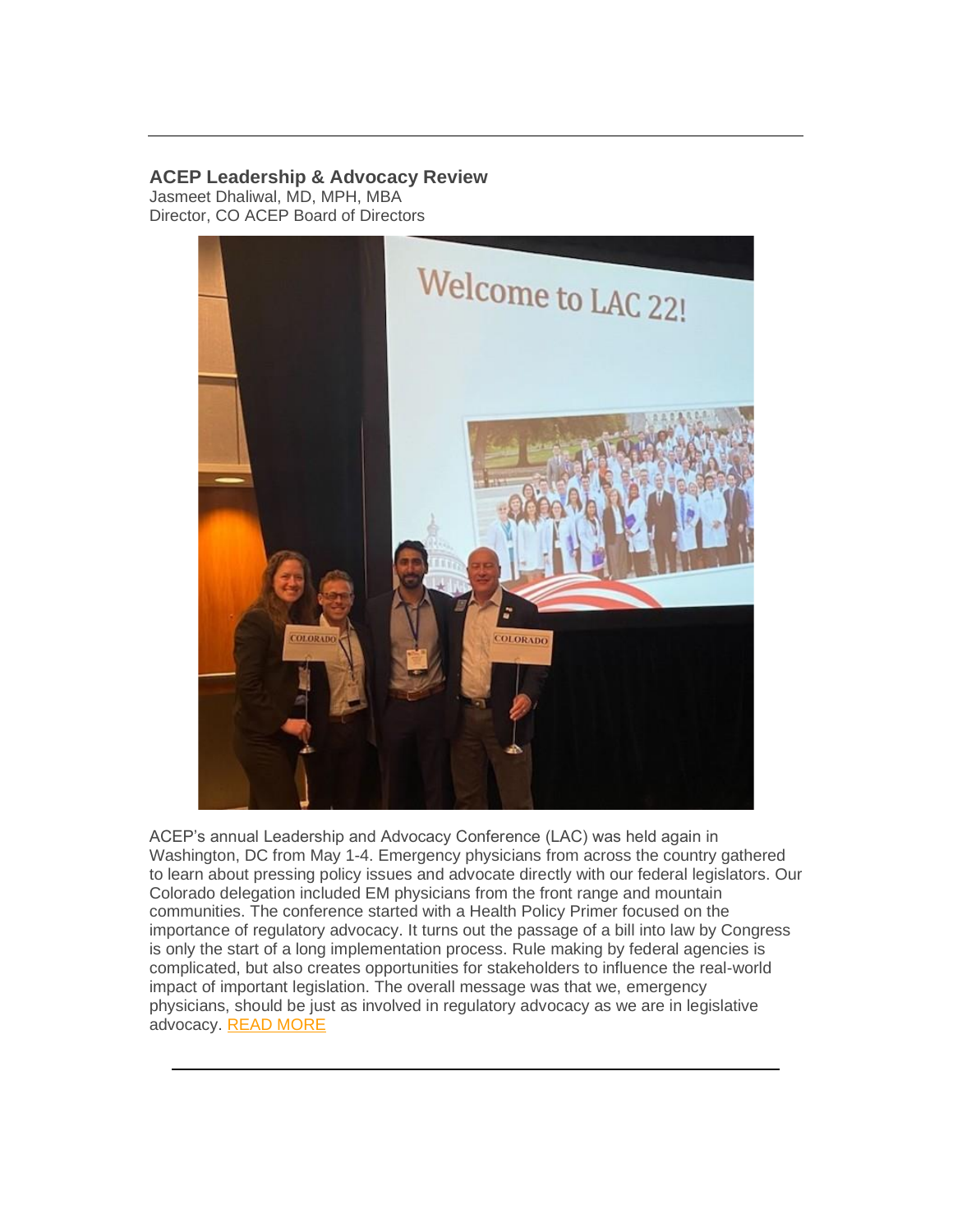---

### ACEP Leadership & Advocacy Review

Jasmeet Dhaliwal, MD, MPH, MBA
Director, CO ACEP Board of Directors

ACEP's annual Leadership and Advocacy Conference (LAC) was held again in Washington, DC from May 1-4. Emergency physicians from across the country gathered to learn about pressing policy issues and advocate directly with our federal legislators. Our Colorado delegation included EM physicians from the front range and mountain communities. The conference started with a Health Policy Primer focused on the importance of regulatory advocacy. It turns out the passage of a bill into law by Congress is only the start of a long implementation process. Rule making by federal agencies is complicated, but also creates opportunities for stakeholders to influence the real-world impact of important legislation. The overall message was that we, emergency physicians, should be just as involved in regulatory advocacy as we are in legislative advocacy. READ MORE

---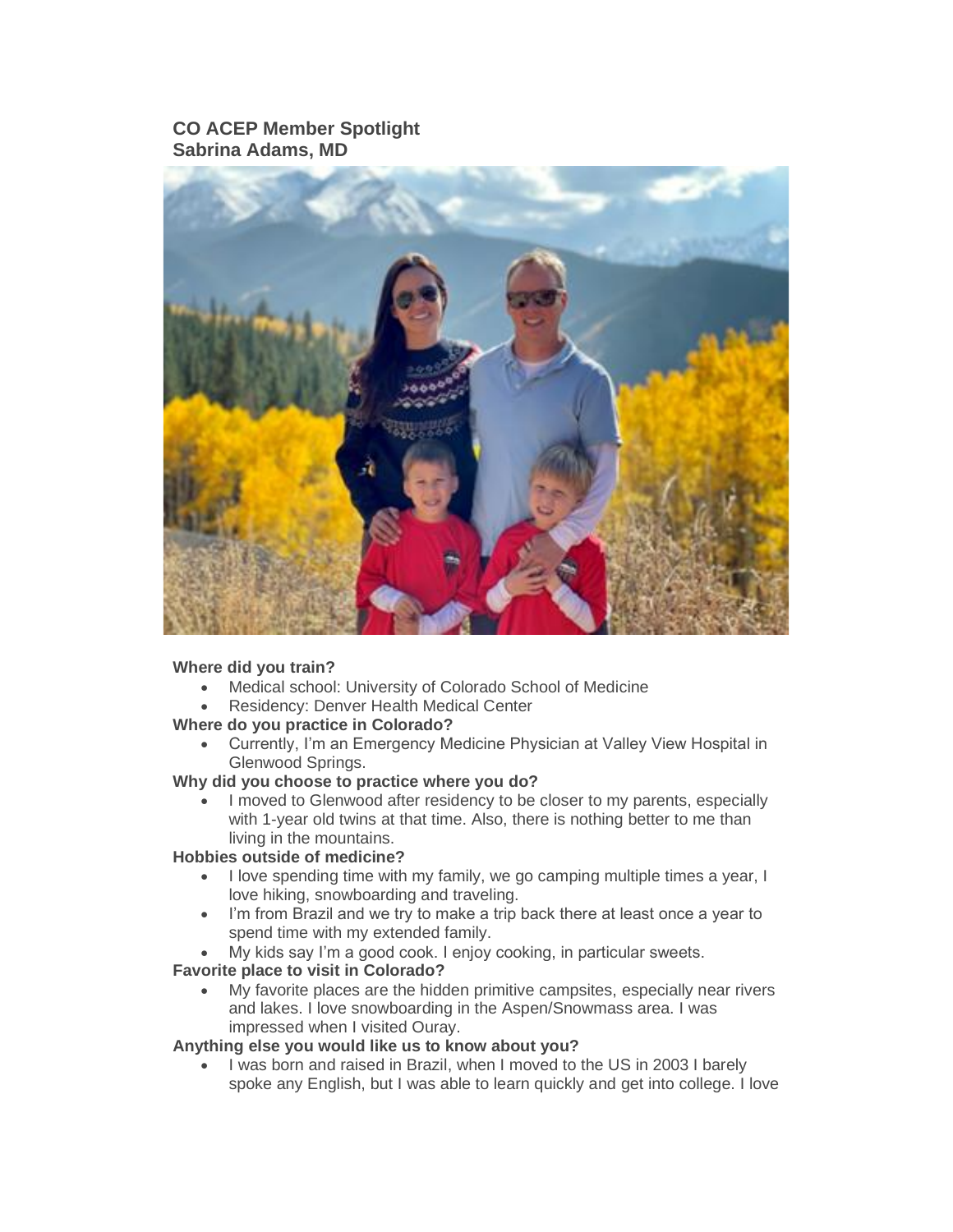**CO ACEP Member Spotlight**
**Sabrina Adams, MD**

**Where did you train?**

- Medical school: University of Colorado School of Medicine
- Residency: Denver Health Medical Center

**Where do you practice in Colorado?**

- Currently, I'm an Emergency Medicine Physician at Valley View Hospital in Glenwood Springs.

**Why did you choose to practice where you do?**

- I moved to Glenwood after residency to be closer to my parents, especially with 1-year old twins at that time. Also, there is nothing better to me than living in the mountains.

**Hobbies outside of medicine?**

- I love spending time with my family, we go camping multiple times a year, I love hiking, snowboarding and traveling.
- I'm from Brazil and we try to make a trip back there at least once a year to spend time with my extended family.
- My kids say I'm a good cook. I enjoy cooking, in particular sweets.

**Favorite place to visit in Colorado?**

- My favorite places are the hidden primitive campsites, especially near rivers and lakes. I love snowboarding in the Aspen/Snowmass area. I was impressed when I visited Ouray.

**Anything else you would like us to know about you?**

- I was born and raised in Brazil, when I moved to the US in 2003 I barely spoke any English, but I was able to learn quickly and get into college. I love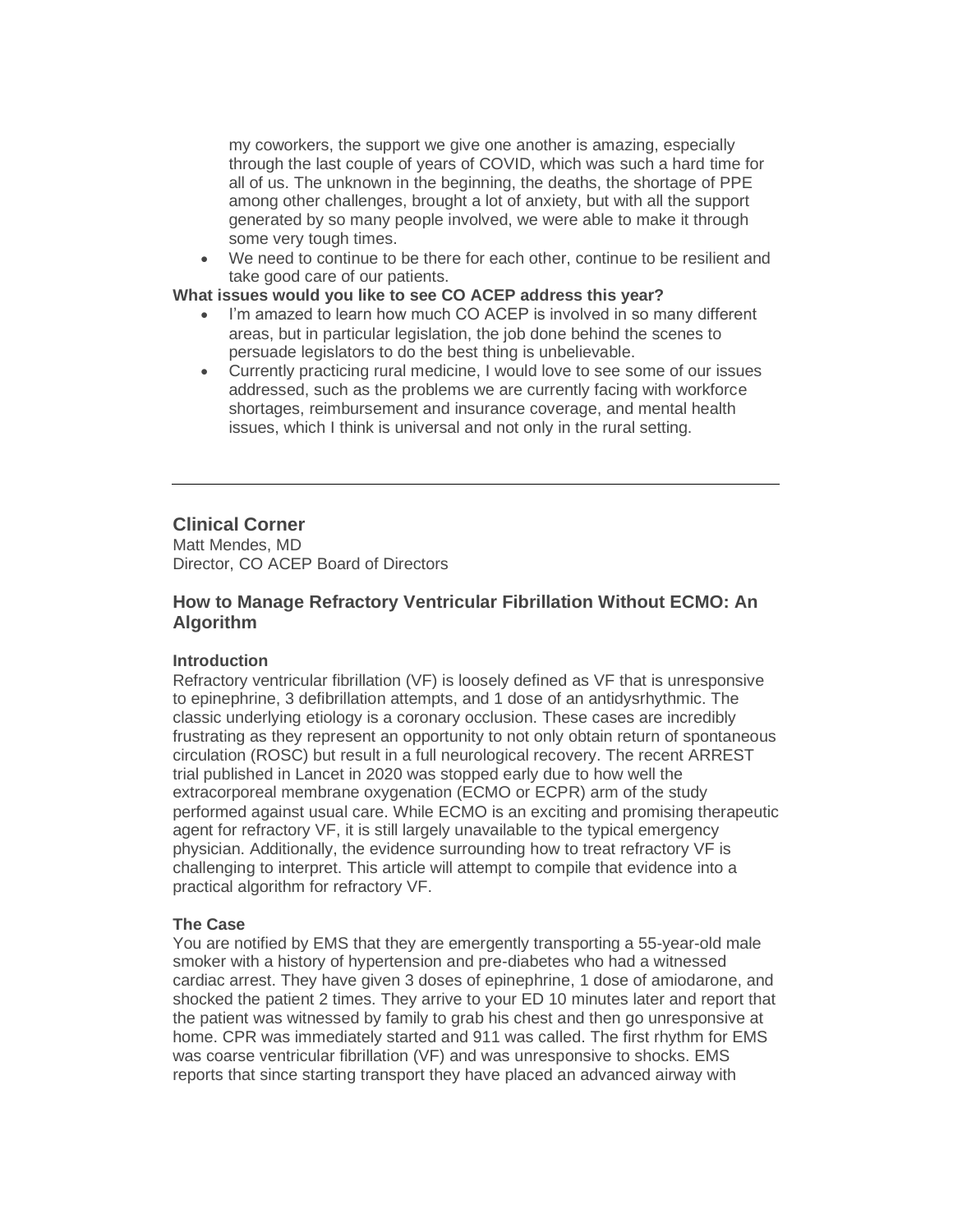my coworkers, the support we give one another is amazing, especially through the last couple of years of COVID, which was such a hard time for all of us. The unknown in the beginning, the deaths, the shortage of PPE among other challenges, brought a lot of anxiety, but with all the support generated by so many people involved, we were able to make it through some very tough times.

- We need to continue to be there for each other, continue to be resilient and take good care of our patients.

**What issues would you like to see CO ACEP address this year?**

- I'm amazed to learn how much CO ACEP is involved in so many different areas, but in particular legislation, the job done behind the scenes to persuade legislators to do the best thing is unbelievable.
- Currently practicing rural medicine, I would love to see some of our issues addressed, such as the problems we are currently facing with workforce shortages, reimbursement and insurance coverage, and mental health issues, which I think is universal and not only in the rural setting.

---

## Clinical Corner

Matt Mendes, MD
Director, CO ACEP Board of Directors

### How to Manage Refractory Ventricular Fibrillation Without ECMO: An Algorithm

**Introduction**

Refractory ventricular fibrillation (VF) is loosely defined as VF that is unresponsive to epinephrine, 3 defibrillation attempts, and 1 dose of an antidysrhythmic. The classic underlying etiology is a coronary occlusion. These cases are incredibly frustrating as they represent an opportunity to not only obtain return of spontaneous circulation (ROSC) but result in a full neurological recovery. The recent ARREST trial published in Lancet in 2020 was stopped early due to how well the extracorporeal membrane oxygenation (ECMO or ECPR) arm of the study performed against usual care. While ECMO is an exciting and promising therapeutic agent for refractory VF, it is still largely unavailable to the typical emergency physician. Additionally, the evidence surrounding how to treat refractory VF is challenging to interpret. This article will attempt to compile that evidence into a practical algorithm for refractory VF.

**The Case**

You are notified by EMS that they are emergently transporting a 55-year-old male smoker with a history of hypertension and pre-diabetes who had a witnessed cardiac arrest. They have given 3 doses of epinephrine, 1 dose of amiodarone, and shocked the patient 2 times. They arrive to your ED 10 minutes later and report that the patient was witnessed by family to grab his chest and then go unresponsive at home. CPR was immediately started and 911 was called. The first rhythm for EMS was coarse ventricular fibrillation (VF) and was unresponsive to shocks. EMS reports that since starting transport they have placed an advanced airway with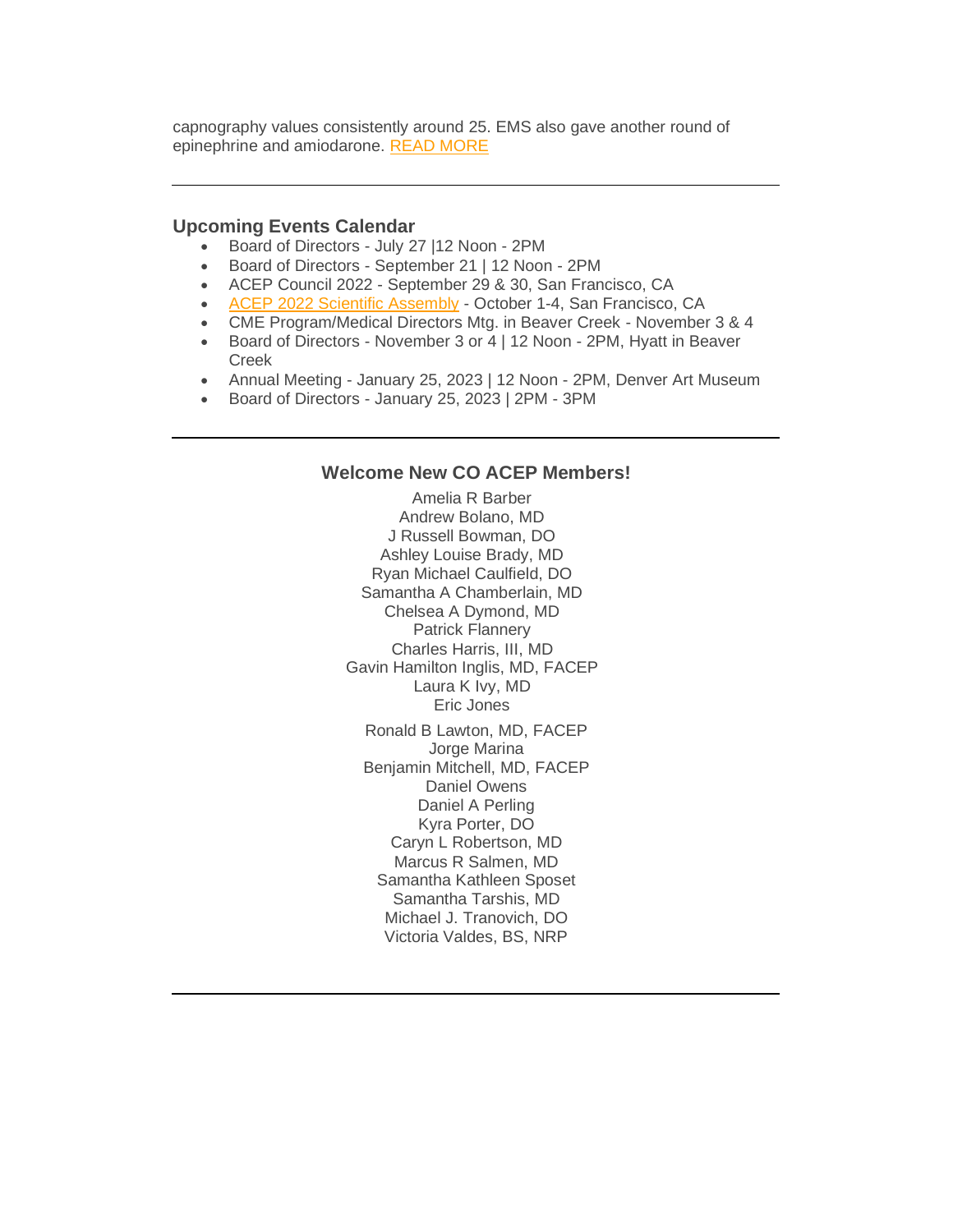capnography values consistently around 25. EMS also gave another round of epinephrine and amiodarone. READ MORE

---

### Upcoming Events Calendar

- Board of Directors - July 27 |12 Noon - 2PM
- Board of Directors - September 21 | 12 Noon - 2PM
- ACEP Council 2022 - September 29 & 30, San Francisco, CA
- ACEP 2022 Scientific Assembly - October 1-4, San Francisco, CA
- CME Program/Medical Directors Mtg. in Beaver Creek - November 3 & 4
- Board of Directors - November 3 or 4 | 12 Noon - 2PM, Hyatt in Beaver Creek
- Annual Meeting - January 25, 2023 | 12 Noon - 2PM, Denver Art Museum
- Board of Directors - January 25, 2023 | 2PM - 3PM

---

### Welcome New CO ACEP Members!

Amelia R Barber
Andrew Bolano, MD
J Russell Bowman, DO
Ashley Louise Brady, MD
Ryan Michael Caulfield, DO
Samantha A Chamberlain, MD
Chelsea A Dymond, MD
Patrick Flannery
Charles Harris, III, MD
Gavin Hamilton Inglis, MD, FACEP
Laura K Ivy, MD
Eric Jones
Ronald B Lawton, MD, FACEP
Jorge Marina
Benjamin Mitchell, MD, FACEP
Daniel Owens
Daniel A Perling
Kyra Porter, DO
Caryn L Robertson, MD
Marcus R Salmen, MD
Samantha Kathleen Sposet
Samantha Tarshis, MD
Michael J. Tranovich, DO
Victoria Valdes, BS, NRP

---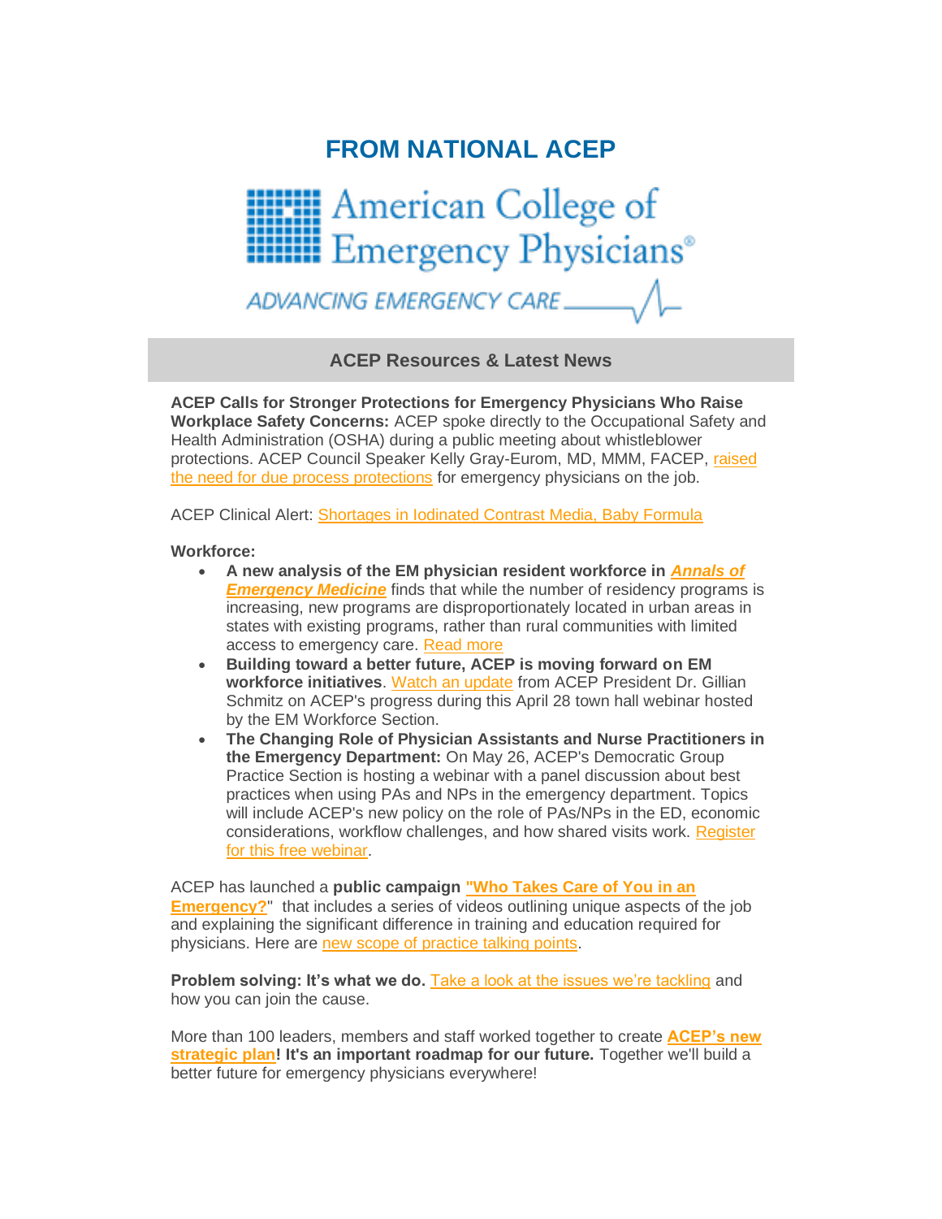# FROM NATIONAL ACEP

American College of Emergency Physicians®

ADVANCING EMERGENCY CARE

## ACEP Resources & Latest News

**ACEP Calls for Stronger Protections for Emergency Physicians Who Raise Workplace Safety Concerns:** ACEP spoke directly to the Occupational Safety and Health Administration (OSHA) during a public meeting about whistleblower protections. ACEP Council Speaker Kelly Gray-Eurom, MD, MMM, FACEP, raised the need for due process protections for emergency physicians on the job.

ACEP Clinical Alert: Shortages in Iodinated Contrast Media, Baby Formula

**Workforce:**

- **A new analysis of the EM physician resident workforce in *Annals of Emergency Medicine*** finds that while the number of residency programs is increasing, new programs are disproportionately located in urban areas in states with existing programs, rather than rural communities with limited access to emergency care. Read more
- **Building toward a better future, ACEP is moving forward on EM workforce initiatives**. Watch an update from ACEP President Dr. Gillian Schmitz on ACEP's progress during this April 28 town hall webinar hosted by the EM Workforce Section.
- **The Changing Role of Physician Assistants and Nurse Practitioners in the Emergency Department:** On May 26, ACEP's Democratic Group Practice Section is hosting a webinar with a panel discussion about best practices when using PAs and NPs in the emergency department. Topics will include ACEP's new policy on the role of PAs/NPs in the ED, economic considerations, workflow challenges, and how shared visits work. Register for this free webinar.

ACEP has launched a **public campaign "Who Takes Care of You in an Emergency?"** that includes a series of videos outlining unique aspects of the job and explaining the significant difference in training and education required for physicians. Here are new scope of practice talking points.

**Problem solving: It's what we do.** Take a look at the issues we're tackling and how you can join the cause.

More than 100 leaders, members and staff worked together to create **ACEP's new strategic plan! It's an important roadmap for our future.** Together we'll build a better future for emergency physicians everywhere!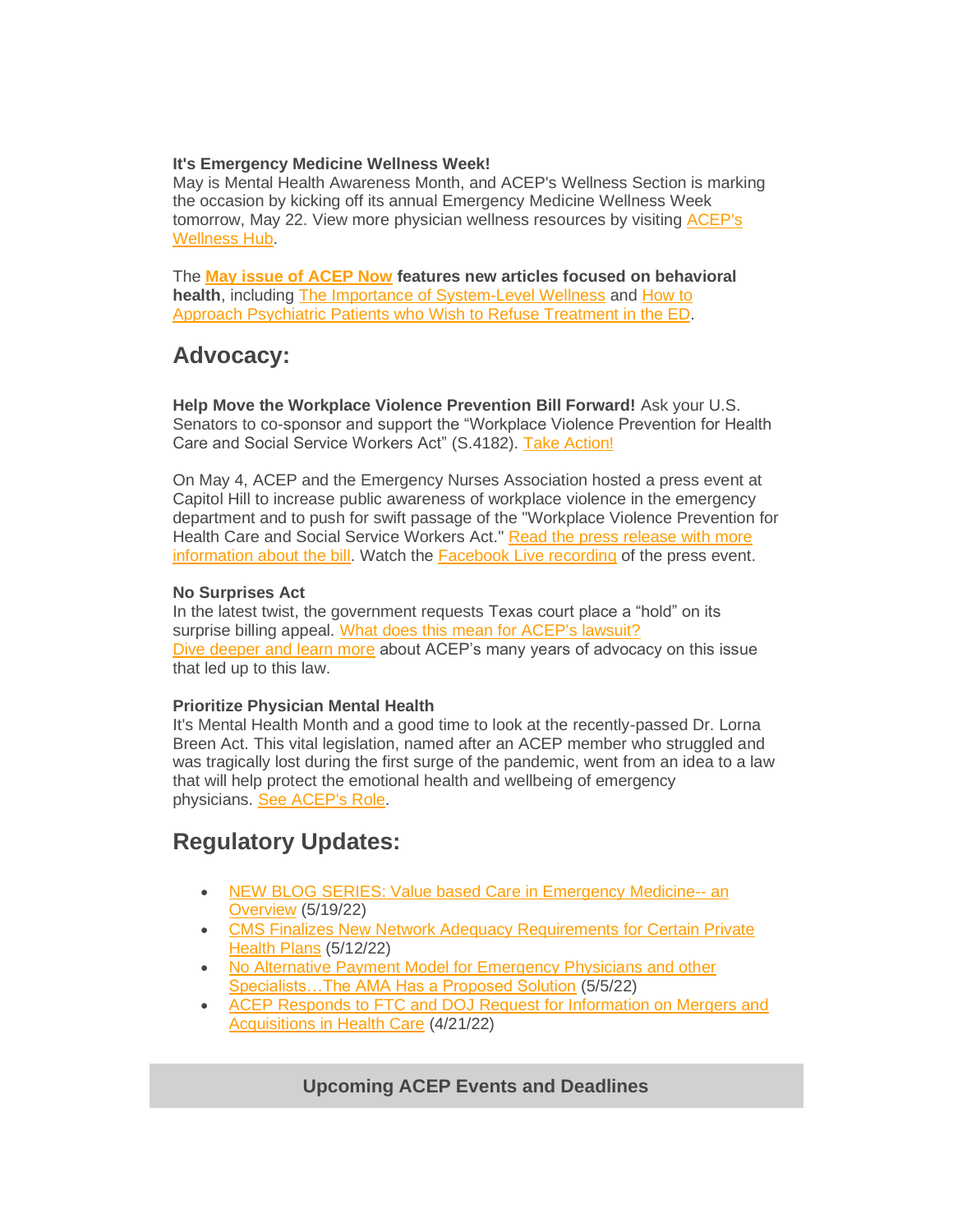**It's Emergency Medicine Wellness Week!**
May is Mental Health Awareness Month, and ACEP's Wellness Section is marking the occasion by kicking off its annual Emergency Medicine Wellness Week tomorrow, May 22. View more physician wellness resources by visiting ACEP's Wellness Hub.

The **May issue of ACEP Now features new articles focused on behavioral health**, including The Importance of System-Level Wellness and How to Approach Psychiatric Patients who Wish to Refuse Treatment in the ED.

## Advocacy:

**Help Move the Workplace Violence Prevention Bill Forward!** Ask your U.S. Senators to co-sponsor and support the "Workplace Violence Prevention for Health Care and Social Service Workers Act" (S.4182). Take Action!

On May 4, ACEP and the Emergency Nurses Association hosted a press event at Capitol Hill to increase public awareness of workplace violence in the emergency department and to push for swift passage of the "Workplace Violence Prevention for Health Care and Social Service Workers Act." Read the press release with more information about the bill. Watch the Facebook Live recording of the press event.

**No Surprises Act**
In the latest twist, the government requests Texas court place a "hold" on its surprise billing appeal. What does this mean for ACEP's lawsuit?
Dive deeper and learn more about ACEP's many years of advocacy on this issue that led up to this law.

**Prioritize Physician Mental Health**
It's Mental Health Month and a good time to look at the recently-passed Dr. Lorna Breen Act. This vital legislation, named after an ACEP member who struggled and was tragically lost during the first surge of the pandemic, went from an idea to a law that will help protect the emotional health and wellbeing of emergency physicians. See ACEP's Role.

## Regulatory Updates:

- NEW BLOG SERIES: Value based Care in Emergency Medicine-- an Overview (5/19/22)
- CMS Finalizes New Network Adequacy Requirements for Certain Private Health Plans (5/12/22)
- No Alternative Payment Model for Emergency Physicians and other Specialists…The AMA Has a Proposed Solution (5/5/22)
- ACEP Responds to FTC and DOJ Request for Information on Mergers and Acquisitions in Health Care (4/21/22)

**Upcoming ACEP Events and Deadlines**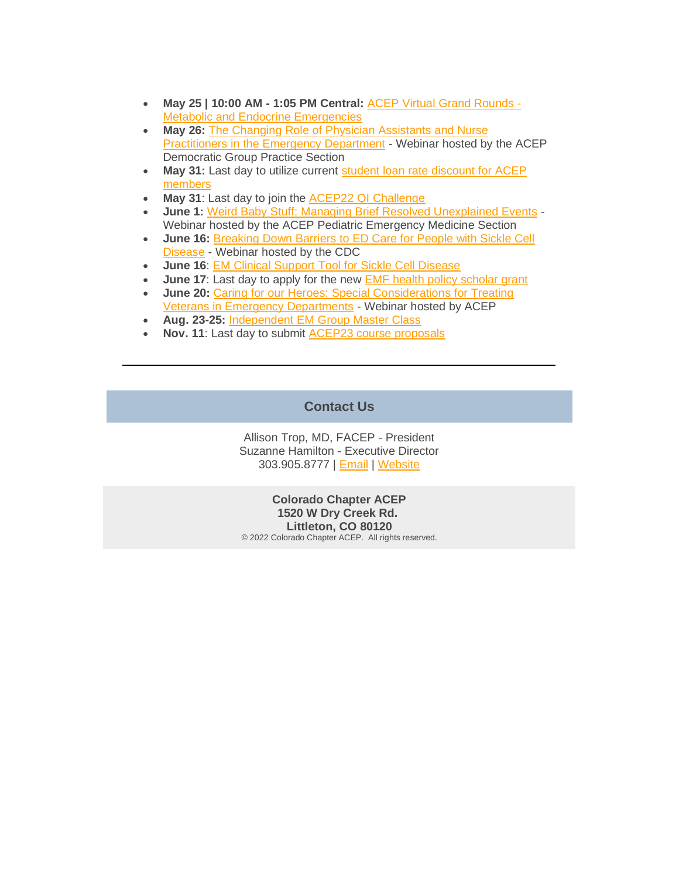- **May 25 | 10:00 AM - 1:05 PM Central:** ACEP Virtual Grand Rounds - Metabolic and Endocrine Emergencies
- **May 26:** The Changing Role of Physician Assistants and Nurse Practitioners in the Emergency Department - Webinar hosted by the ACEP Democratic Group Practice Section
- **May 31:** Last day to utilize current student loan rate discount for ACEP members
- **May 31**: Last day to join the ACEP22 QI Challenge
- **June 1:** Weird Baby Stuff: Managing Brief Resolved Unexplained Events - Webinar hosted by the ACEP Pediatric Emergency Medicine Section
- **June 16:** Breaking Down Barriers to ED Care for People with Sickle Cell Disease - Webinar hosted by the CDC
- **June 16**: EM Clinical Support Tool for Sickle Cell Disease
- **June 17**: Last day to apply for the new EMF health policy scholar grant
- **June 20:** Caring for our Heroes: Special Considerations for Treating Veterans in Emergency Departments - Webinar hosted by ACEP
- **Aug. 23-25:** Independent EM Group Master Class
- **Nov. 11**: Last day to submit ACEP23 course proposals

---

## Contact Us

Allison Trop, MD, FACEP - President
Suzanne Hamilton - Executive Director
303.905.8777 | Email | Website

**Colorado Chapter ACEP**
**1520 W Dry Creek Rd.**
**Littleton, CO 80120**
© 2022 Colorado Chapter ACEP. All rights reserved.